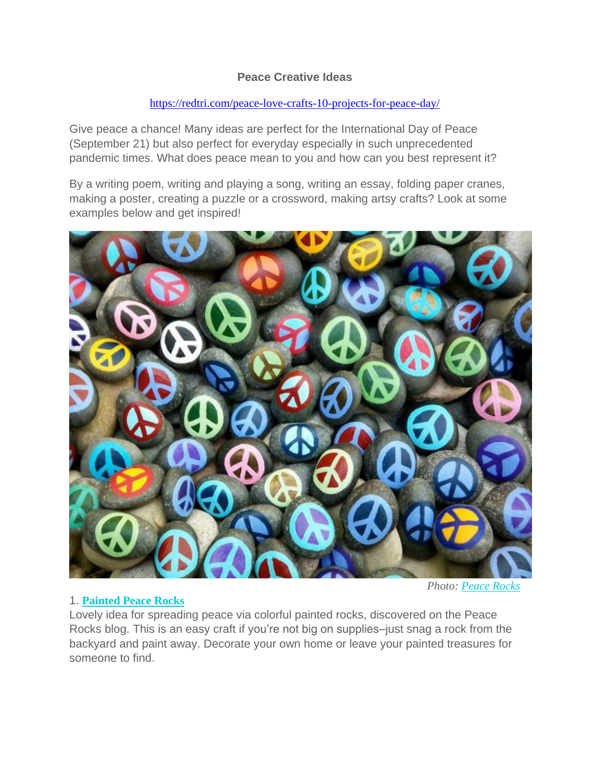**Peace Creative Ideas**

https://redtri.com/peace-love-crafts-10-projects-for-peace-day/

Give peace a chance! Many ideas are perfect for the International Day of Peace (September 21) but also perfect for everyday especially in such unprecedented pandemic times. What does peace mean to you and how can you best represent it?

By a writing poem, writing and playing a song, writing an essay, folding paper cranes, making a poster, creating a puzzle or a crossword, making artsy crafts? Look at some examples below and get inspired!

*Photo: Peace Rocks*

1. **Painted Peace Rocks**

Lovely idea for spreading peace via colorful painted rocks, discovered on the Peace Rocks blog. This is an easy craft if you're not big on supplies–just snag a rock from the backyard and paint away. Decorate your own home or leave your painted treasures for someone to find.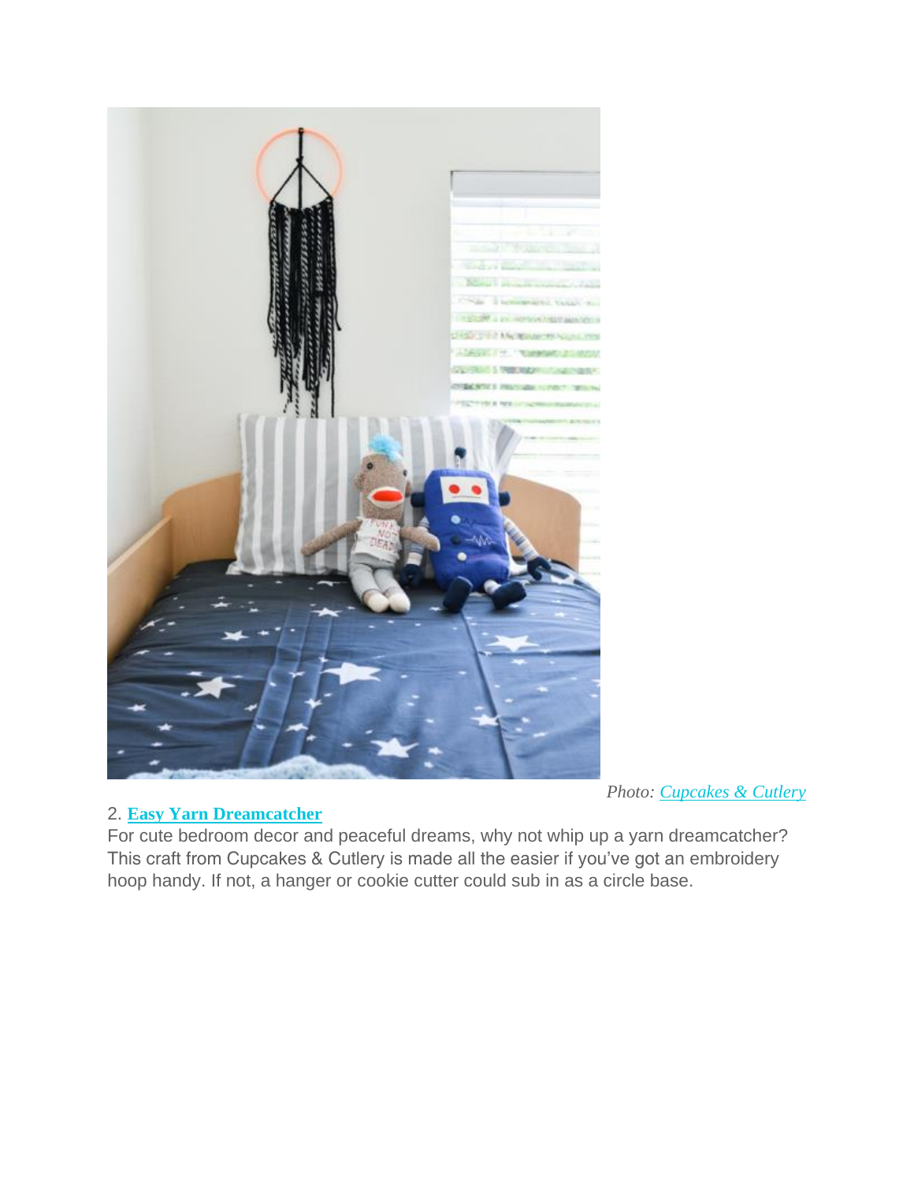*Photo: [Cupcakes & Cutlery]*

2. **[Easy Yarn Dreamcatcher]**

For cute bedroom decor and peaceful dreams, why not whip up a yarn dreamcatcher? This craft from Cupcakes & Cutlery is made all the easier if you've got an embroidery hoop handy. If not, a hanger or cookie cutter could sub in as a circle base.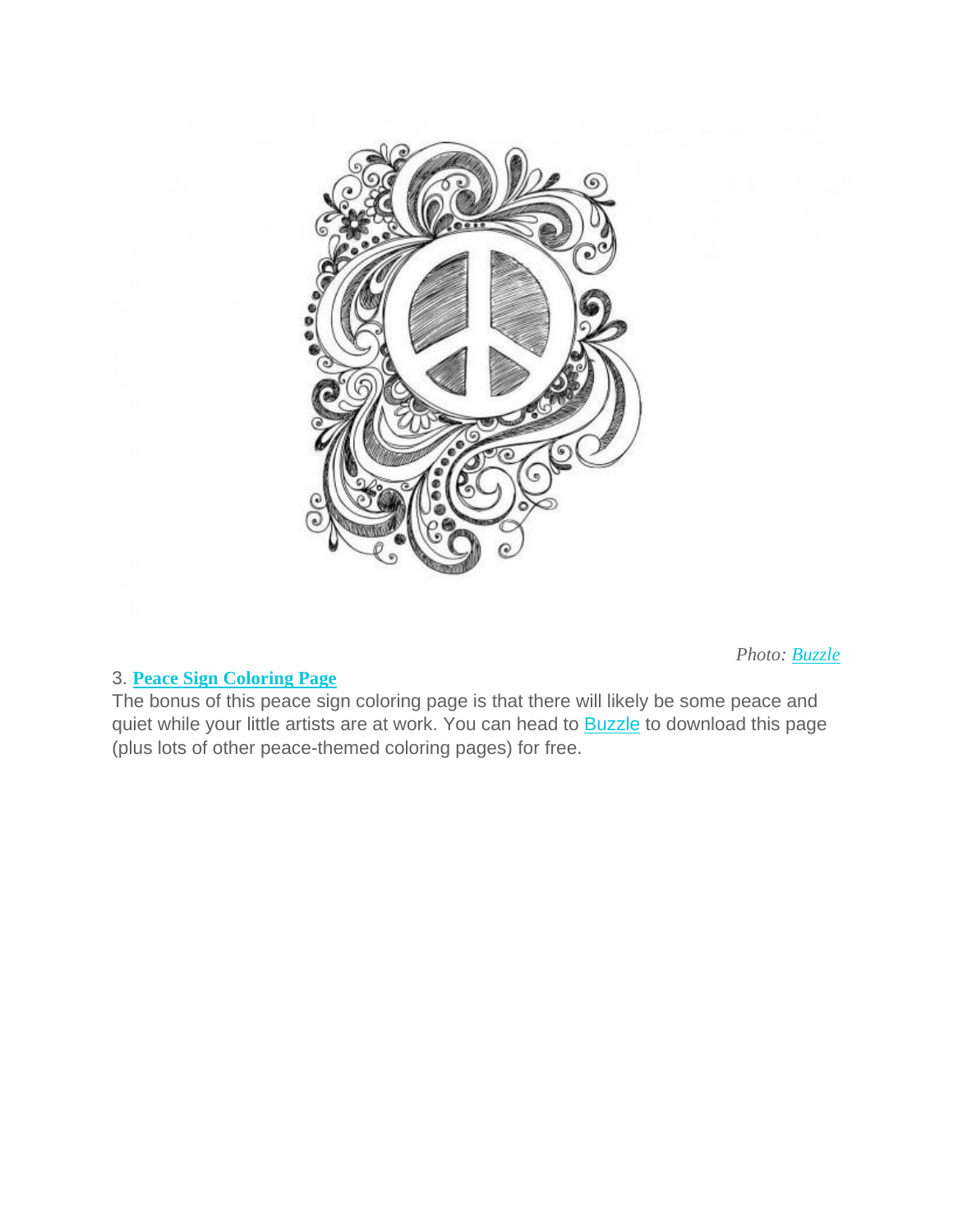*Photo: [Buzzle](#)*

3. **[Peace Sign Coloring Page](#)**

The bonus of this peace sign coloring page is that there will likely be some peace and quiet while your little artists are at work. You can head to [Buzzle](#) to download this page (plus lots of other peace-themed coloring pages) for free.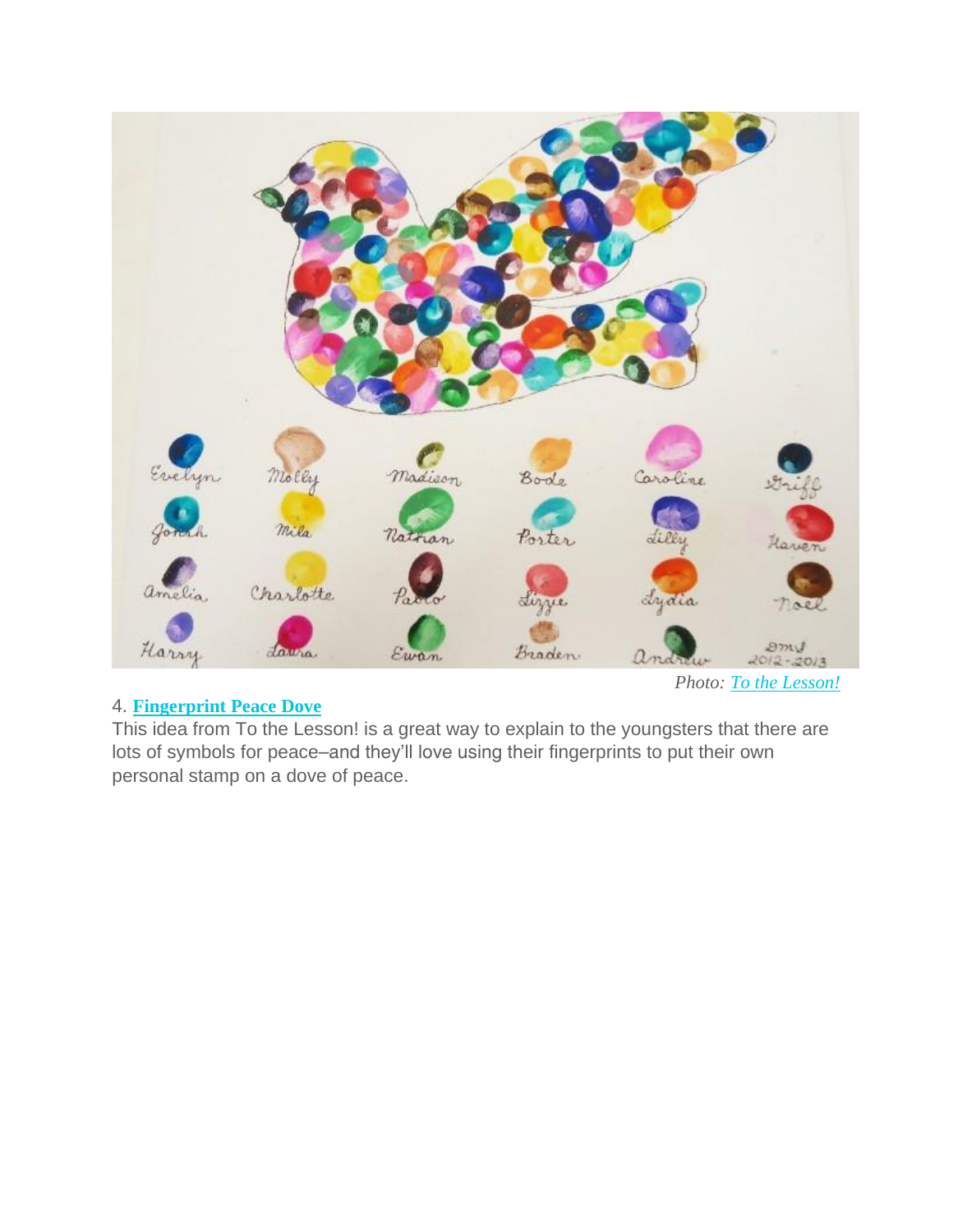*Photo: To the Lesson!*

4. **Fingerprint Peace Dove**

This idea from To the Lesson! is a great way to explain to the youngsters that there are lots of symbols for peace–and they'll love using their fingerprints to put their own personal stamp on a dove of peace.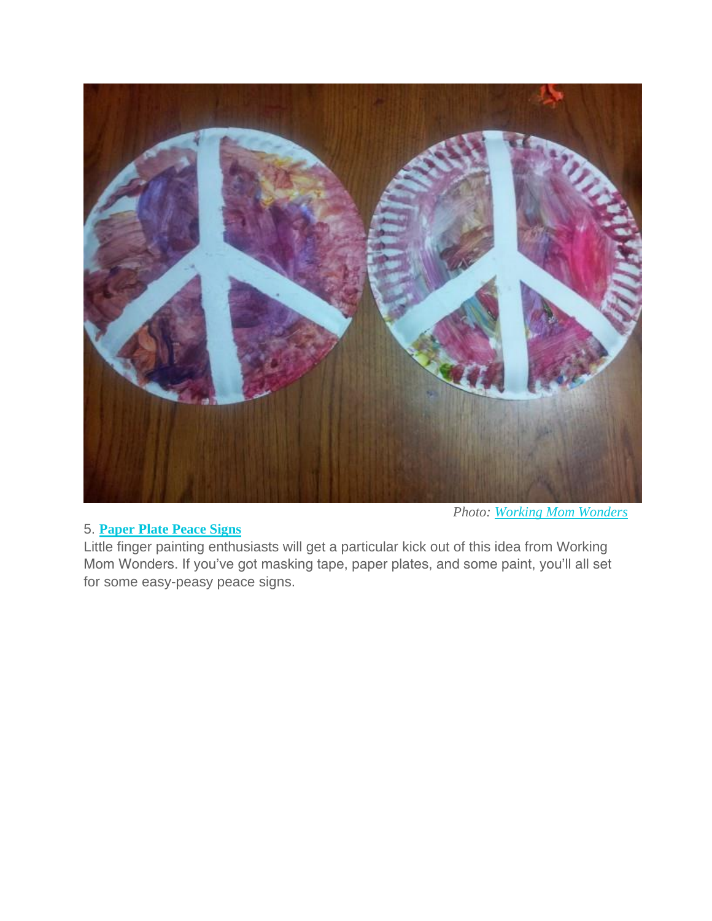*Photo: [Working Mom Wonders]*

5. **[Paper Plate Peace Signs]**
Little finger painting enthusiasts will get a particular kick out of this idea from Working Mom Wonders. If you've got masking tape, paper plates, and some paint, you'll all set for some easy-peasy peace signs.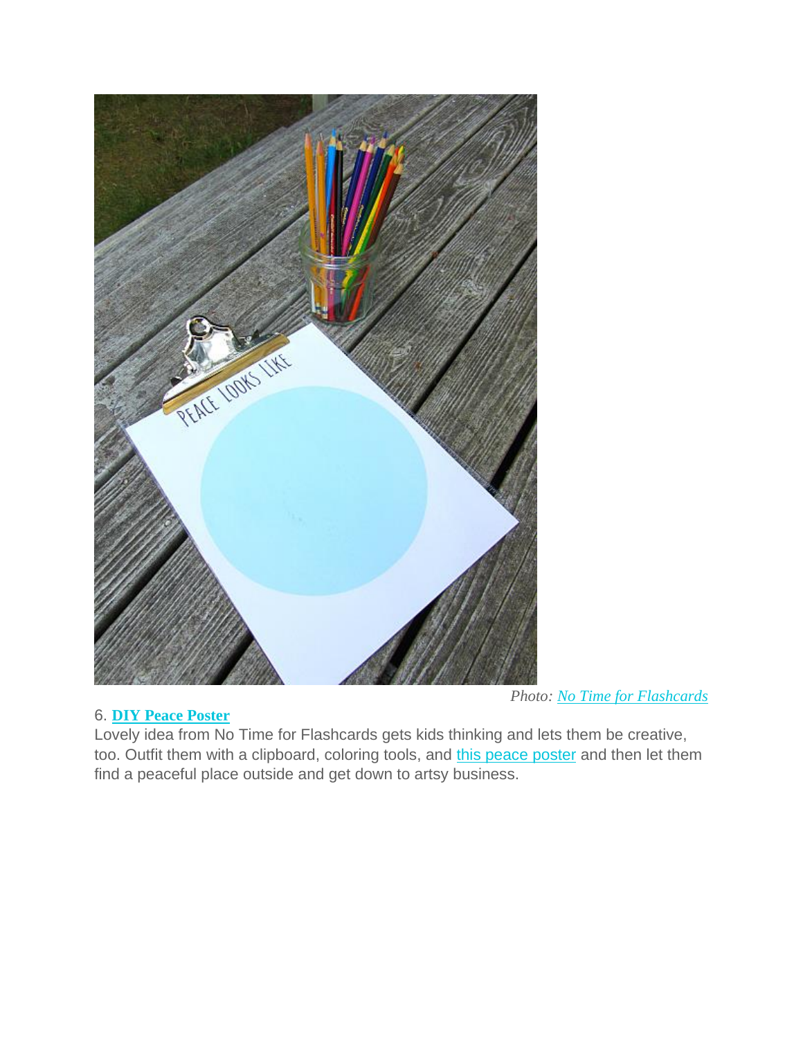*Photo: [No Time for Flashcards]*

6. **[DIY Peace Poster]**

Lovely idea from No Time for Flashcards gets kids thinking and lets them be creative, too. Outfit them with a clipboard, coloring tools, and [this peace poster] and then let them find a peaceful place outside and get down to artsy business.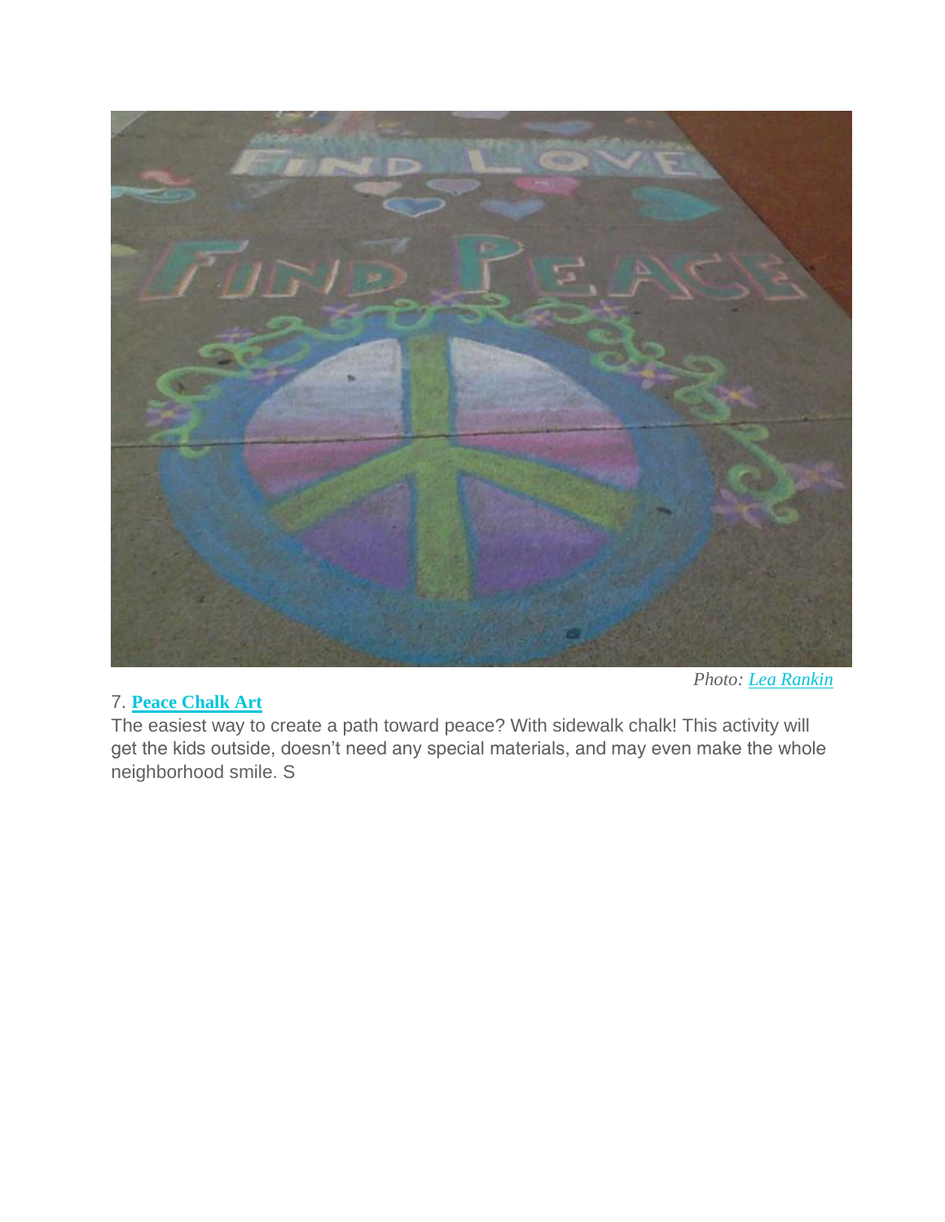Photo: [Lea Rankin]

7. **[Peace Chalk Art]**

The easiest way to create a path toward peace? With sidewalk chalk! This activity will get the kids outside, doesn't need any special materials, and may even make the whole neighborhood smile. S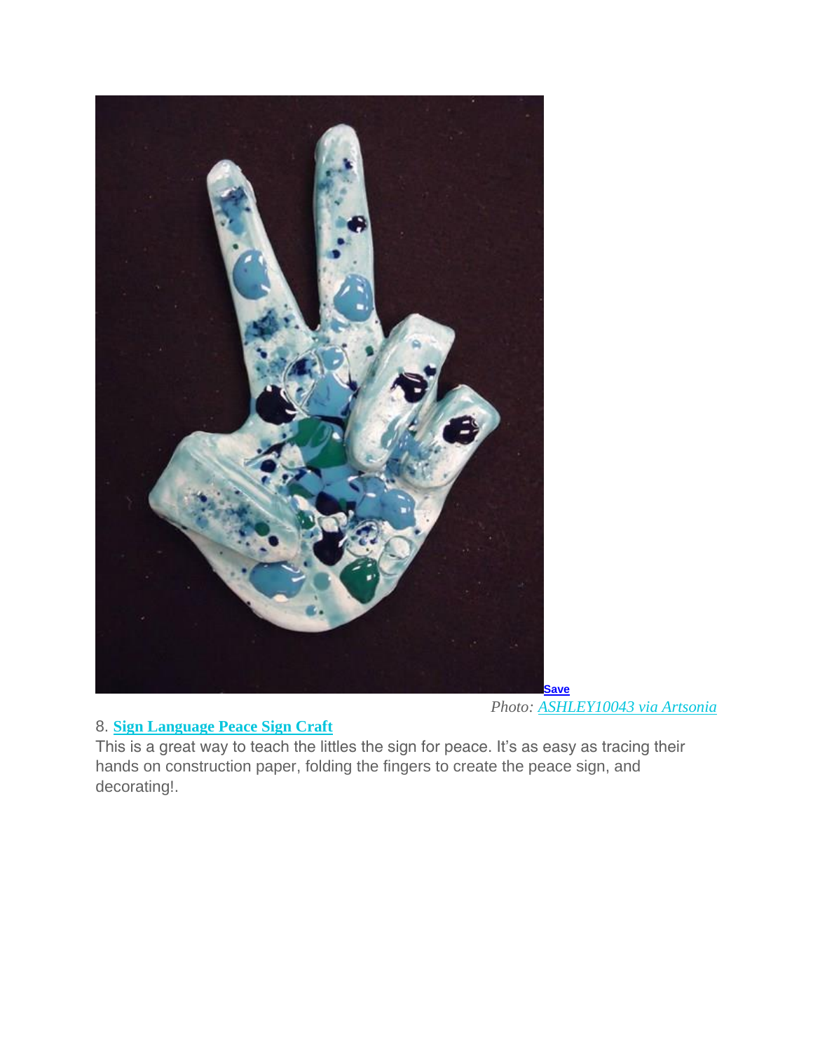Save

*Photo: [ASHLEY10043 via Artsonia]*

8. **[Sign Language Peace Sign Craft]**

This is a great way to teach the littles the sign for peace. It's as easy as tracing their hands on construction paper, folding the fingers to create the peace sign, and decorating!.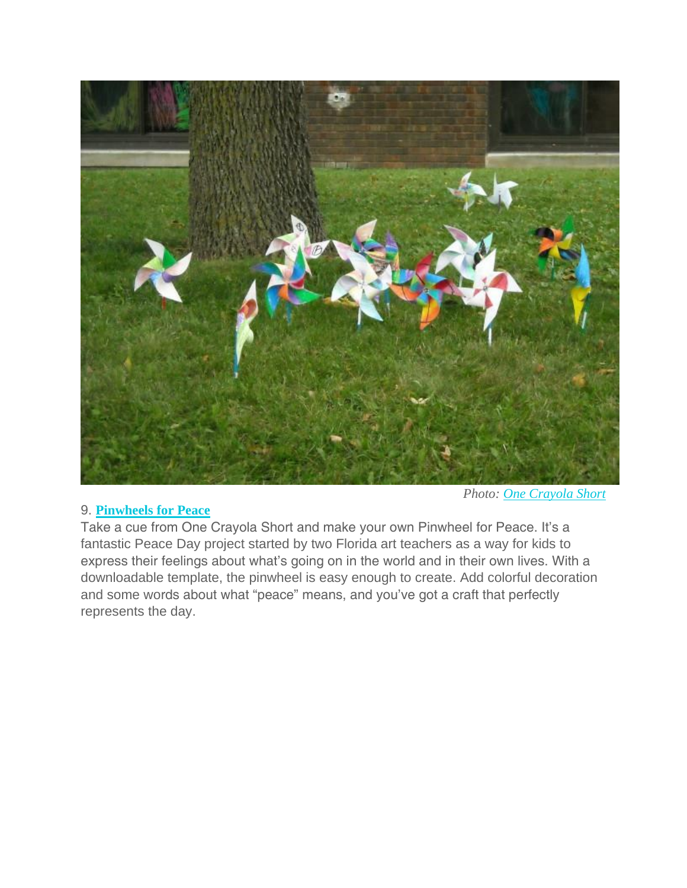*Photo: One Crayola Short*

9. **Pinwheels for Peace**

Take a cue from One Crayola Short and make your own Pinwheel for Peace. It's a fantastic Peace Day project started by two Florida art teachers as a way for kids to express their feelings about what's going on in the world and in their own lives. With a downloadable template, the pinwheel is easy enough to create. Add colorful decoration and some words about what "peace" means, and you've got a craft that perfectly represents the day.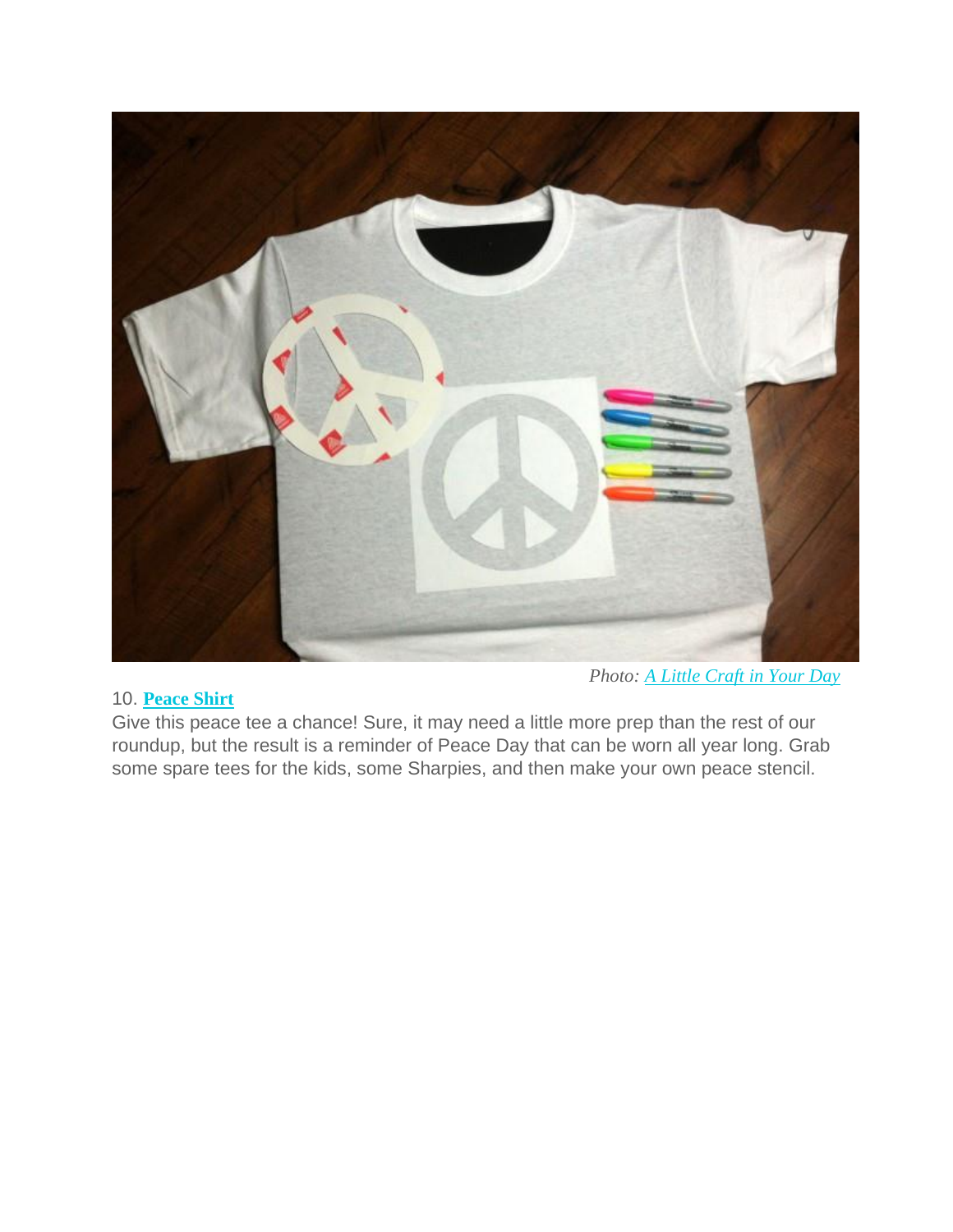Photo: [A Little Craft in Your Day]

10. **[Peace Shirt]**

Give this peace tee a chance! Sure, it may need a little more prep than the rest of our roundup, but the result is a reminder of Peace Day that can be worn all year long. Grab some spare tees for the kids, some Sharpies, and then make your own peace stencil.